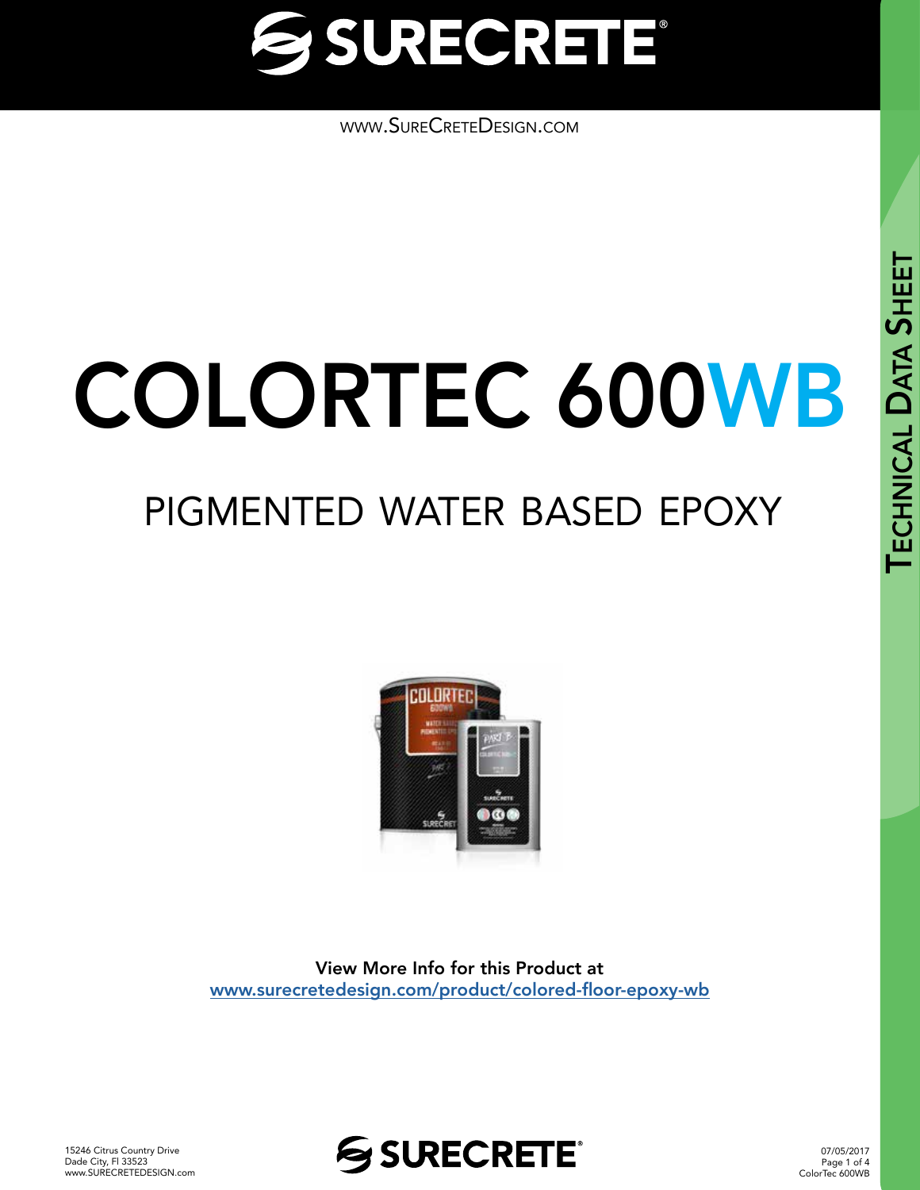# SURECRETE®

www.SureCreteDesign.com

# COLORTEC 600WB

## PIGMENTED WATER BASED EPOXY

**View More Info for this Product at**
[www.surecretedesign.com/product/colored-floor-epoxy-wb](http://www.surecretedesign.com/product/colored-floor-epoxy-wb)

TECHNICAL DATA SHEET

15246 Citrus Country Drive
Dade City, Fl 33523
www.SURECRETEDESIGN.com

07/05/2017
ColorTec 600WB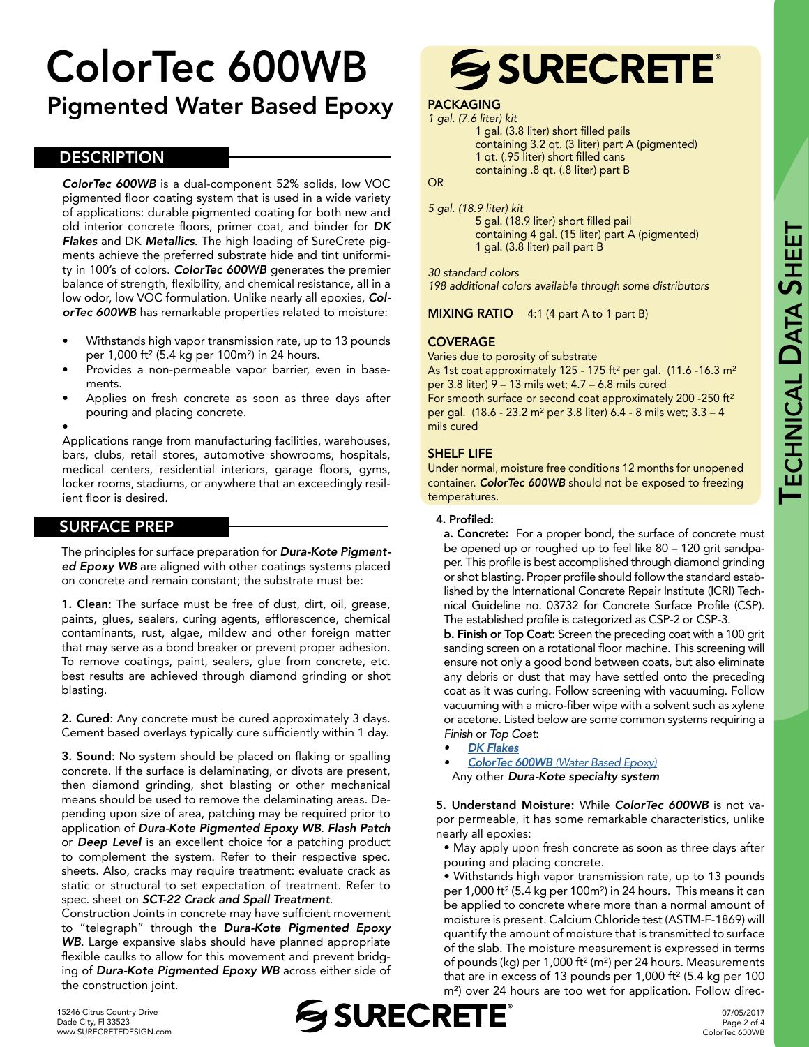# ColorTec 600WB

## Pigmented Water Based Epoxy

## DESCRIPTION

***ColorTec 600WB*** is a dual-component 52% solids, low VOC pigmented floor coating system that is used in a wide variety of applications: durable pigmented coating for both new and old interior concrete floors, primer coat, and binder for ***DK Flakes*** and DK ***Metallics***. The high loading of SureCrete pigments achieve the preferred substrate hide and tint uniformity in 100's of colors. ***ColorTec 600WB*** generates the premier balance of strength, flexibility, and chemical resistance, all in a low odor, low VOC formulation. Unlike nearly all epoxies, ***ColorTec 600WB*** has remarkable properties related to moisture:

- Withstands high vapor transmission rate, up to 13 pounds per 1,000 ft² (5.4 kg per 100m²) in 24 hours.
- Provides a non-permeable vapor barrier, even in basements.
- Applies on fresh concrete as soon as three days after pouring and placing concrete.
- 

Applications range from manufacturing facilities, warehouses, bars, clubs, retail stores, automotive showrooms, hospitals, medical centers, residential interiors, garage floors, gyms, locker rooms, stadiums, or anywhere that an exceedingly resilient floor is desired.

## SURFACE PREP

The principles for surface preparation for ***Dura-Kote Pigmented Epoxy WB*** are aligned with other coatings systems placed on concrete and remain constant; the substrate must be:

**1. Clean**: The surface must be free of dust, dirt, oil, grease, paints, glues, sealers, curing agents, efflorescence, chemical contaminants, rust, algae, mildew and other foreign matter that may serve as a bond breaker or prevent proper adhesion. To remove coatings, paint, sealers, glue from concrete, etc. best results are achieved through diamond grinding or shot blasting.

**2. Cured**: Any concrete must be cured approximately 3 days. Cement based overlays typically cure sufficiently within 1 day.

**3. Sound**: No system should be placed on flaking or spalling concrete. If the surface is delaminating, or divots are present, then diamond grinding, shot blasting or other mechanical means should be used to remove the delaminating areas. Depending upon size of area, patching may be required prior to application of ***Dura-Kote Pigmented Epoxy WB***. ***Flash Patch*** or ***Deep Level*** is an excellent choice for a patching product to complement the system. Refer to their respective spec. sheets. Also, cracks may require treatment: evaluate crack as static or structural to set expectation of treatment. Refer to spec. sheet on ***SCT-22 Crack and Spall Treatment***.

Construction Joints in concrete may have sufficient movement to "telegraph" through the ***Dura-Kote Pigmented Epoxy WB***. Large expansive slabs should have planned appropriate flexible caulks to allow for this movement and prevent bridging of ***Dura-Kote Pigmented Epoxy WB*** across either side of the construction joint.

## PACKAGING

*1 gal. (7.6 liter) kit*

1 gal. (3.8 liter) short filled pails containing 3.2 qt. (3 liter) part A (pigmented)
1 qt. (.95 liter) short filled cans containing .8 qt. (.8 liter) part B

OR

*5 gal. (18.9 liter) kit*

5 gal. (18.9 liter) short filled pail containing 4 gal. (15 liter) part A (pigmented)
1 gal. (3.8 liter) pail part B

*30 standard colors*
*198 additional colors available through some distributors*

**MIXING RATIO** 4:1 (4 part A to 1 part B)

## COVERAGE

Varies due to porosity of substrate
As 1st coat approximately 125 - 175 ft² per gal. (11.6 -16.3 m² per 3.8 liter) 9 – 13 mils wet; 4.7 – 6.8 mils cured
For smooth surface or second coat approximately 200 -250 ft² per gal. (18.6 - 23.2 m² per 3.8 liter) 6.4 - 8 mils wet; 3.3 – 4 mils cured

## SHELF LIFE

Under normal, moisture free conditions 12 months for unopened container. ***ColorTec 600WB*** should not be exposed to freezing temperatures.

**4. Profiled:**

**a. Concrete:** For a proper bond, the surface of concrete must be opened up or roughed up to feel like 80 – 120 grit sandpaper. This profile is best accomplished through diamond grinding or shot blasting. Proper profile should follow the standard established by the International Concrete Repair Institute (ICRI) Technical Guideline no. 03732 for Concrete Surface Profile (CSP). The established profile is categorized as CSP-2 or CSP-3.

**b. Finish or Top Coat:** Screen the preceding coat with a 100 grit sanding screen on a rotational floor machine. This screening will ensure not only a good bond between coats, but also eliminate any debris or dust that may have settled onto the preceding coat as it was curing. Follow screening with vacuuming. Follow vacuuming with a micro-fiber wipe with a solvent such as xylene or acetone. Listed below are some common systems requiring a *Finish* or *Top Coat*:

- ***DK Flakes***
- ***ColorTec 600WB*** *(Water Based Epoxy)*

Any other ***Dura-Kote specialty system***

**5. Understand Moisture:** While ***ColorTec 600WB*** is not vapor permeable, it has some remarkable characteristics, unlike nearly all epoxies:

- May apply upon fresh concrete as soon as three days after pouring and placing concrete.
- Withstands high vapor transmission rate, up to 13 pounds per 1,000 ft² (5.4 kg per 100m²) in 24 hours. This means it can be applied to concrete where more than a normal amount of moisture is present. Calcium Chloride test (ASTM-F-1869) will quantify the amount of moisture that is transmitted to surface of the slab. The moisture measurement is expressed in terms of pounds (kg) per 1,000 ft² (m²) per 24 hours. Measurements that are in excess of 13 pounds per 1,000 ft² (5.4 kg per 100 m²) over 24 hours are too wet for application. Follow direc-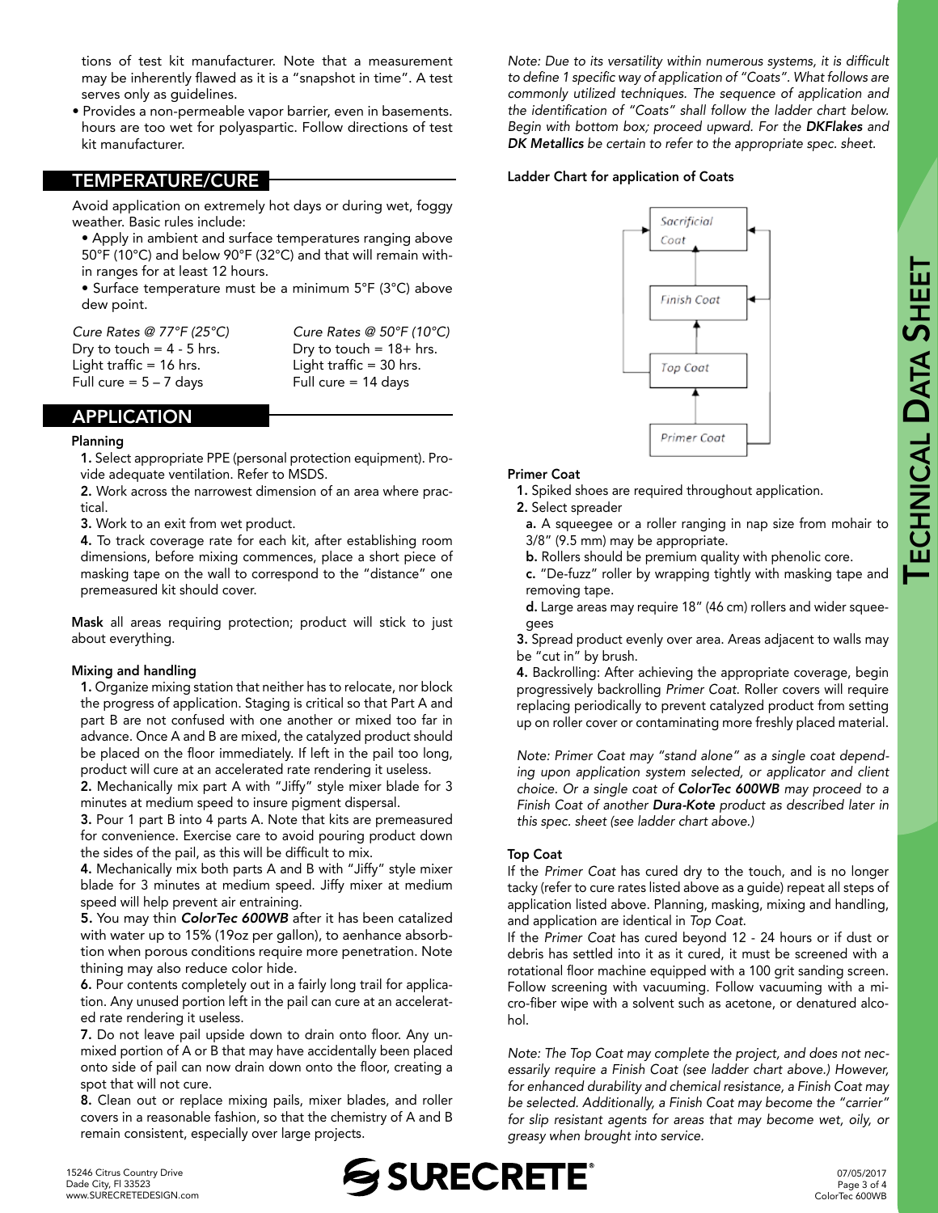tions of test kit manufacturer. Note that a measurement may be inherently flawed as it is a "snapshot in time". A test serves only as guidelines.

- Provides a non-permeable vapor barrier, even in basements. hours are too wet for polyaspartic. Follow directions of test kit manufacturer.

## TEMPERATURE/CURE

Avoid application on extremely hot days or during wet, foggy weather. Basic rules include:

- Apply in ambient and surface temperatures ranging above 50°F (10°C) and below 90°F (32°C) and that will remain within ranges for at least 12 hours.
- Surface temperature must be a minimum 5°F (3°C) above dew point.

*Cure Rates @ 77°F (25°C)*
Dry to touch = 4 - 5 hrs.
Light traffic = 16 hrs.
Full cure = 5 – 7 days

*Cure Rates @ 50°F (10°C)*
Dry to touch = 18+ hrs.
Light traffic = 30 hrs.
Full cure = 14 days

## APPLICATION

**Planning**

**1.** Select appropriate PPE (personal protection equipment). Provide adequate ventilation. Refer to MSDS.

**2.** Work across the narrowest dimension of an area where practical.

**3.** Work to an exit from wet product.

**4.** To track coverage rate for each kit, after establishing room dimensions, before mixing commences, place a short piece of masking tape on the wall to correspond to the "distance" one premeasured kit should cover.

**Mask** all areas requiring protection; product will stick to just about everything.

**Mixing and handling**

**1.** Organize mixing station that neither has to relocate, nor block the progress of application. Staging is critical so that Part A and part B are not confused with one another or mixed too far in advance. Once A and B are mixed, the catalyzed product should be placed on the floor immediately. If left in the pail too long, product will cure at an accelerated rate rendering it useless.

**2.** Mechanically mix part A with "Jiffy" style mixer blade for 3 minutes at medium speed to insure pigment dispersal.

**3.** Pour 1 part B into 4 parts A. Note that kits are premeasured for convenience. Exercise care to avoid pouring product down the sides of the pail, as this will be difficult to mix.

**4.** Mechanically mix both parts A and B with "Jiffy" style mixer blade for 3 minutes at medium speed. Jiffy mixer at medium speed will help prevent air entraining.

**5.** You may thin ***ColorTec 600WB*** after it has been catalized with water up to 15% (19oz per gallon), to aenhance absorbtion when porous conditions require more penetration. Note thining may also reduce color hide.

**6.** Pour contents completely out in a fairly long trail for application. Any unused portion left in the pail can cure at an accelerated rate rendering it useless.

**7.** Do not leave pail upside down to drain onto floor. Any unmixed portion of A or B that may have accidentally been placed onto side of pail can now drain down onto the floor, creating a spot that will not cure.

**8.** Clean out or replace mixing pails, mixer blades, and roller covers in a reasonable fashion, so that the chemistry of A and B remain consistent, especially over large projects.

*Note: Due to its versatility within numerous systems, it is difficult to define 1 specific way of application of "Coats". What follows are commonly utilized techniques. The sequence of application and the identification of "Coats" shall follow the ladder chart below. Begin with bottom box; proceed upward. For the* ***DKFlakes*** *and* ***DK Metallics*** *be certain to refer to the appropriate spec. sheet.*

**Ladder Chart for application of Coats**

Sacrificial Coat
Finish Coat
Top Coat
Primer Coat

**Primer Coat**

**1.** Spiked shoes are required throughout application.

**2.** Select spreader

**a.** A squeegee or a roller ranging in nap size from mohair to 3/8" (9.5 mm) may be appropriate.

**b.** Rollers should be premium quality with phenolic core.

**c.** "De-fuzz" roller by wrapping tightly with masking tape and removing tape.

**d.** Large areas may require 18" (46 cm) rollers and wider squeegees

**3.** Spread product evenly over area. Areas adjacent to walls may be "cut in" by brush.

**4.** Backrolling: After achieving the appropriate coverage, begin progressively backrolling *Primer Coat.* Roller covers will require replacing periodically to prevent catalyzed product from setting up on roller cover or contaminating more freshly placed material.

*Note: Primer Coat may "stand alone" as a single coat depending upon application system selected, or applicator and client choice. Or a single coat of* ***ColorTec 600WB*** *may proceed to a Finish Coat of another* ***Dura-Kote*** *product as described later in this spec. sheet (see ladder chart above.)*

**Top Coat**

If the *Primer Coat* has cured dry to the touch, and is no longer tacky (refer to cure rates listed above as a guide) repeat all steps of application listed above. Planning, masking, mixing and handling, and application are identical in *Top Coat.*

If the *Primer Coat* has cured beyond 12 - 24 hours or if dust or debris has settled into it as it cured, it must be screened with a rotational floor machine equipped with a 100 grit sanding screen. Follow screening with vacuuming. Follow vacuuming with a micro-fiber wipe with a solvent such as acetone, or denatured alcohol.

*Note: The Top Coat may complete the project, and does not necessarily require a Finish Coat (see ladder chart above.) However, for enhanced durability and chemical resistance, a Finish Coat may be selected. Additionally, a Finish Coat may become the "carrier" for slip resistant agents for areas that may become wet, oily, or greasy when brought into service.*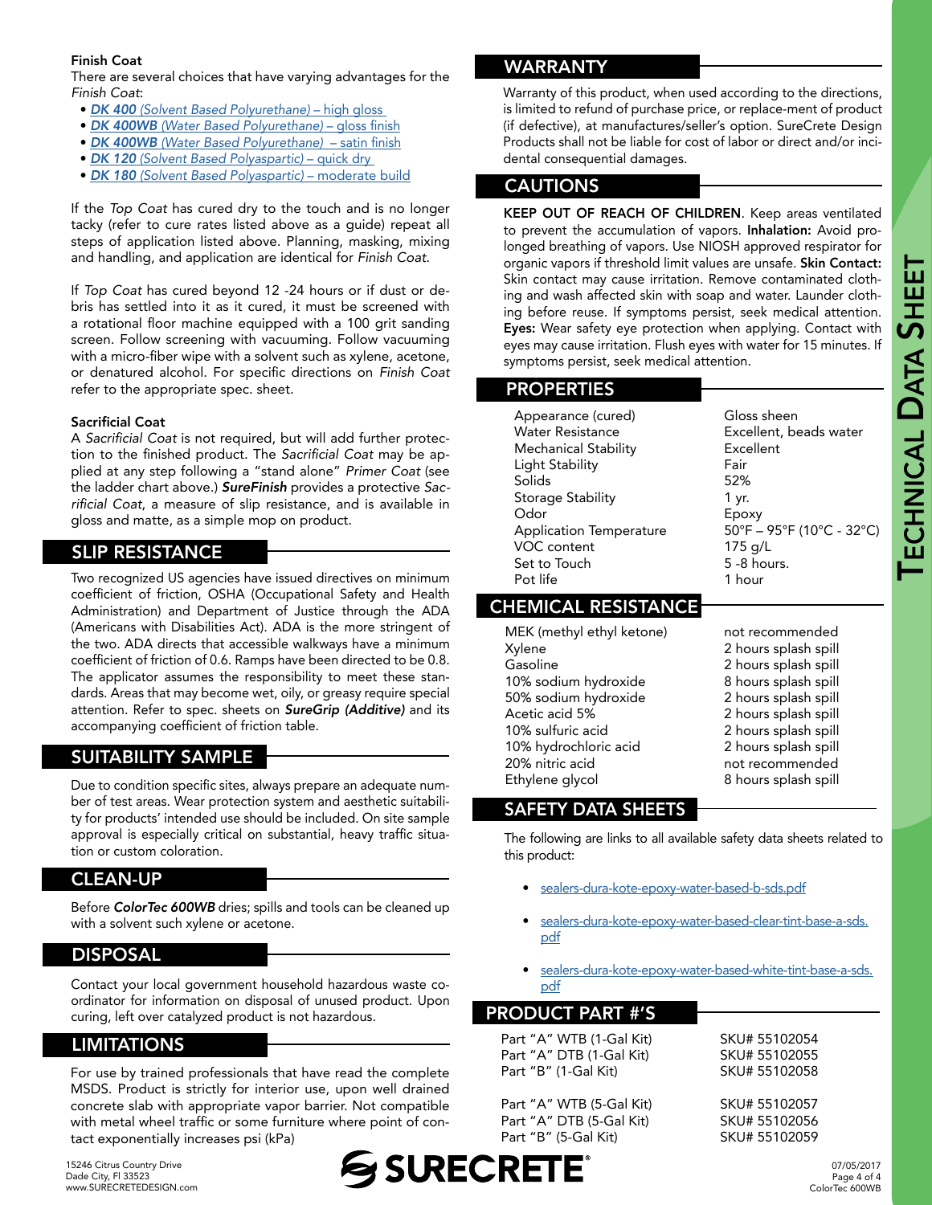#### Finish Coat

There are several choices that have varying advantages for the *Finish Coat*:

- ***DK 400*** *(Solvent Based Polyurethane)* – high gloss
- ***DK 400WB*** *(Water Based Polyurethane)* – gloss finish
- ***DK 400WB*** *(Water Based Polyurethane)* – satin finish
- ***DK 120*** *(Solvent Based Polyaspartic)* – quick dry
- ***DK 180*** *(Solvent Based Polyaspartic)* – moderate build

If the *Top Coat* has cured dry to the touch and is no longer tacky (refer to cure rates listed above as a guide) repeat all steps of application listed above. Planning, masking, mixing and handling, and application are identical for *Finish Coat*.

If *Top Coat* has cured beyond 12 -24 hours or if dust or debris has settled into it as it cured, it must be screened with a rotational floor machine equipped with a 100 grit sanding screen. Follow screening with vacuuming. Follow vacuuming with a micro-fiber wipe with a solvent such as xylene, acetone, or denatured alcohol. For specific directions on *Finish Coat* refer to the appropriate spec. sheet.

#### Sacrificial Coat

A *Sacrificial Coat* is not required, but will add further protection to the finished product. The *Sacrificial Coat* may be applied at any step following a "stand alone" *Primer Coat* (see the ladder chart above.) ***SureFinish*** provides a protective *Sacrificial Coat*, a measure of slip resistance, and is available in gloss and matte, as a simple mop on product.

## SLIP RESISTANCE

Two recognized US agencies have issued directives on minimum coefficient of friction, OSHA (Occupational Safety and Health Administration) and Department of Justice through the ADA (Americans with Disabilities Act). ADA is the more stringent of the two. ADA directs that accessible walkways have a minimum coefficient of friction of 0.6. Ramps have been directed to be 0.8. The applicator assumes the responsibility to meet these standards. Areas that may become wet, oily, or greasy require special attention. Refer to spec. sheets on ***SureGrip (Additive)*** and its accompanying coefficient of friction table.

## SUITABILITY SAMPLE

Due to condition specific sites, always prepare an adequate number of test areas. Wear protection system and aesthetic suitability for products' intended use should be included. On site sample approval is especially critical on substantial, heavy traffic situation or custom coloration.

## CLEAN-UP

Before ***ColorTec 600WB*** dries; spills and tools can be cleaned up with a solvent such xylene or acetone.

## DISPOSAL

Contact your local government household hazardous waste coordinator for information on disposal of unused product. Upon curing, left over catalyzed product is not hazardous.

## LIMITATIONS

For use by trained professionals that have read the complete MSDS. Product is strictly for interior use, upon well drained concrete slab with appropriate vapor barrier. Not compatible with metal wheel traffic or some furniture where point of contact exponentially increases psi (kPa)

## WARRANTY

Warranty of this product, when used according to the directions, is limited to refund of purchase price, or replace-ment of product (if defective), at manufactures/seller's option. SureCrete Design Products shall not be liable for cost of labor or direct and/or incidental consequential damages.

## CAUTIONS

**KEEP OUT OF REACH OF CHILDREN**. Keep areas ventilated to prevent the accumulation of vapors. **Inhalation:** Avoid prolonged breathing of vapors. Use NIOSH approved respirator for organic vapors if threshold limit values are unsafe. **Skin Contact:** Skin contact may cause irritation. Remove contaminated clothing and wash affected skin with soap and water. Launder clothing before reuse. If symptoms persist, seek medical attention. **Eyes:** Wear safety eye protection when applying. Contact with eyes may cause irritation. Flush eyes with water for 15 minutes. If symptoms persist, seek medical attention.

## PROPERTIES

| | |
|---|---|
| Appearance (cured) | Gloss sheen |
| Water Resistance | Excellent, beads water |
| Mechanical Stability | Excellent |
| Light Stability | Fair |
| Solids | 52% |
| Storage Stability | 1 yr. |
| Odor | Epoxy |
| Application Temperature | 50°F – 95°F (10°C - 32°C) |
| VOC content | 175 g/L |
| Set to Touch | 5 -8 hours. |
| Pot life | 1 hour |

## CHEMICAL RESISTANCE

| | |
|---|---|
| MEK (methyl ethyl ketone) | not recommended |
| Xylene | 2 hours splash spill |
| Gasoline | 2 hours splash spill |
| 10% sodium hydroxide | 8 hours splash spill |
| 50% sodium hydroxide | 2 hours splash spill |
| Acetic acid 5% | 2 hours splash spill |
| 10% sulfuric acid | 2 hours splash spill |
| 10% hydrochloric acid | 2 hours splash spill |
| 20% nitric acid | not recommended |
| Ethylene glycol | 8 hours splash spill |

## SAFETY DATA SHEETS

The following are links to all available safety data sheets related to this product:

- sealers-dura-kote-epoxy-water-based-b-sds.pdf
- sealers-dura-kote-epoxy-water-based-clear-tint-base-a-sds.pdf
- sealers-dura-kote-epoxy-water-based-white-tint-base-a-sds.pdf

## PRODUCT PART #'S

| | |
|---|---|
| Part "A" WTB (1-Gal Kit) | SKU# 55102054 |
| Part "A" DTB (1-Gal Kit) | SKU# 55102055 |
| Part "B" (1-Gal Kit) | SKU# 55102058 |
| Part "A" WTB (5-Gal Kit) | SKU# 55102057 |
| Part "A" DTB (5-Gal Kit) | SKU# 55102056 |
| Part "B" (5-Gal Kit) | SKU# 55102059 |

15246 Citrus Country Drive
Dade City, Fl 33523
www.SURECRETEDESIGN.com

07/05/2017
ColorTec 600WB